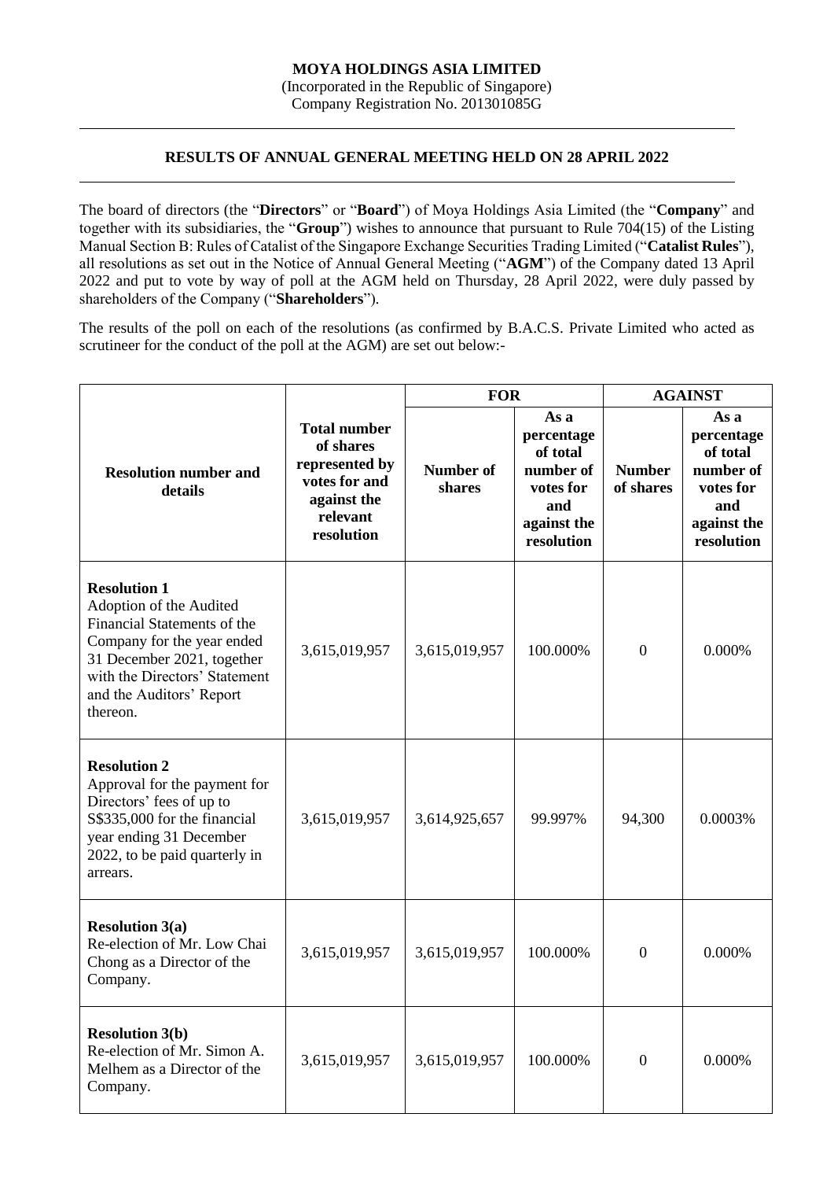**MOYA HOLDINGS ASIA LIMITED**
(Incorporated in the Republic of Singapore)
Company Registration No. 201301085G

## RESULTS OF ANNUAL GENERAL MEETING HELD ON 28 APRIL 2022

The board of directors (the "**Directors**" or "**Board**") of Moya Holdings Asia Limited (the "**Company**" and together with its subsidiaries, the "**Group**") wishes to announce that pursuant to Rule 704(15) of the Listing Manual Section B: Rules of Catalist of the Singapore Exchange Securities Trading Limited ("**Catalist Rules**"), all resolutions as set out in the Notice of Annual General Meeting ("**AGM**") of the Company dated 13 April 2022 and put to vote by way of poll at the AGM held on Thursday, 28 April 2022, were duly passed by shareholders of the Company ("**Shareholders**").

The results of the poll on each of the resolutions (as confirmed by B.A.C.S. Private Limited who acted as scrutineer for the conduct of the poll at the AGM) are set out below:-

| Resolution number and details | Total number of shares represented by votes for and against the relevant resolution | FOR | | AGAINST | |
|---|---|---|---|---|---|
| | | Number of shares | As a percentage of total number of votes for and against the resolution | Number of shares | As a percentage of total number of votes for and against the resolution |
| **Resolution 1** Adoption of the Audited Financial Statements of the Company for the year ended 31 December 2021, together with the Directors' Statement and the Auditors' Report thereon. | 3,615,019,957 | 3,615,019,957 | 100.000% | 0 | 0.000% |
| **Resolution 2** Approval for the payment for Directors' fees of up to S$335,000 for the financial year ending 31 December 2022, to be paid quarterly in arrears. | 3,615,019,957 | 3,614,925,657 | 99.997% | 94,300 | 0.0003% |
| **Resolution 3(a)** Re-election of Mr. Low Chai Chong as a Director of the Company. | 3,615,019,957 | 3,615,019,957 | 100.000% | 0 | 0.000% |
| **Resolution 3(b)** Re-election of Mr. Simon A. Melhem as a Director of the Company. | 3,615,019,957 | 3,615,019,957 | 100.000% | 0 | 0.000% |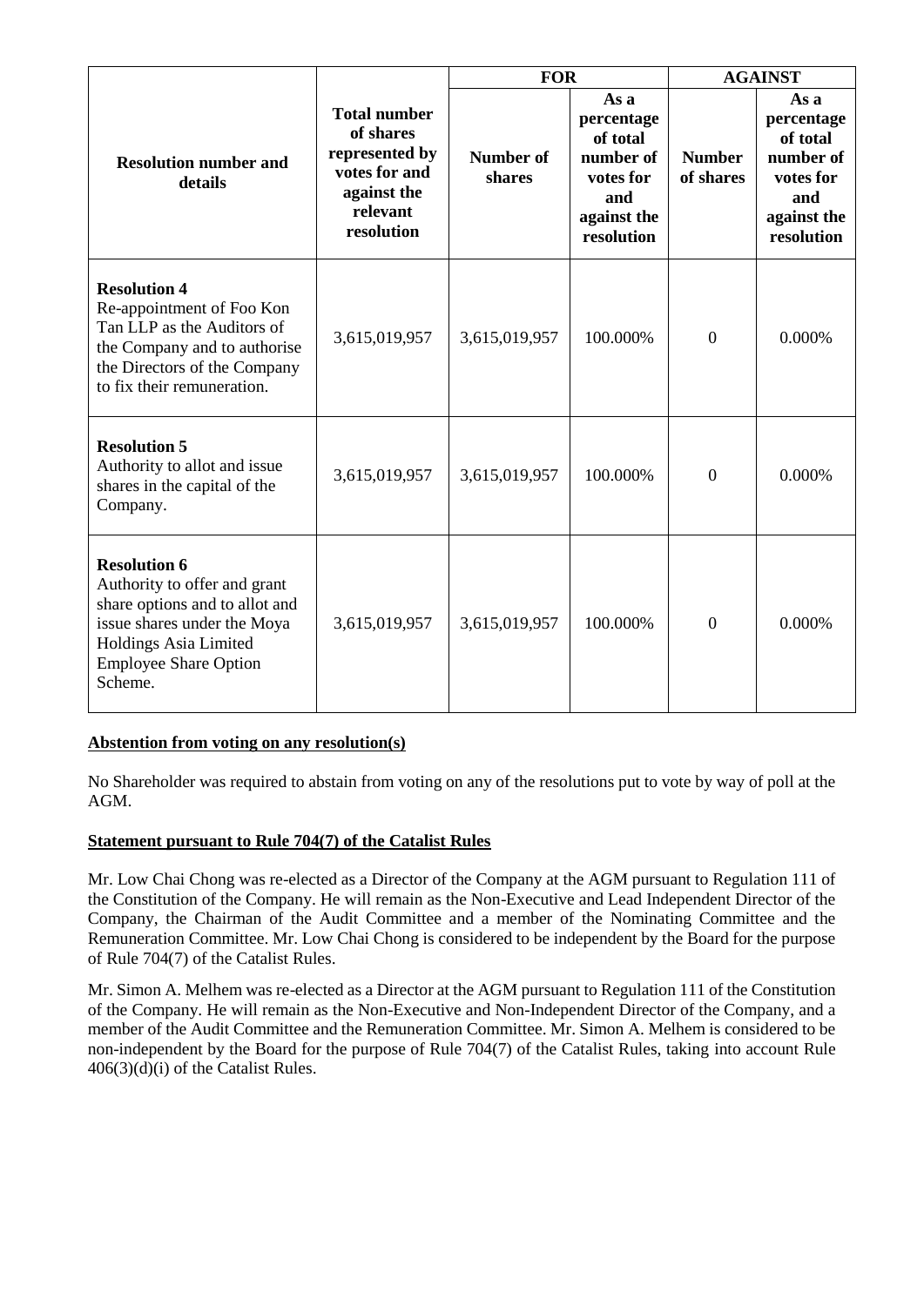| Resolution number and details | Total number of shares represented by votes for and against the relevant resolution | FOR | | AGAINST | |
|---|---|---|---|---|---|
| | | Number of shares | As a percentage of total number of votes for and against the resolution | Number of shares | As a percentage of total number of votes for and against the resolution |
| **Resolution 4** Re-appointment of Foo Kon Tan LLP as the Auditors of the Company and to authorise the Directors of the Company to fix their remuneration. | 3,615,019,957 | 3,615,019,957 | 100.000% | 0 | 0.000% |
| **Resolution 5** Authority to allot and issue shares in the capital of the Company. | 3,615,019,957 | 3,615,019,957 | 100.000% | 0 | 0.000% |
| **Resolution 6** Authority to offer and grant share options and to allot and issue shares under the Moya Holdings Asia Limited Employee Share Option Scheme. | 3,615,019,957 | 3,615,019,957 | 100.000% | 0 | 0.000% |

**Abstention from voting on any resolution(s)**

No Shareholder was required to abstain from voting on any of the resolutions put to vote by way of poll at the AGM.

**Statement pursuant to Rule 704(7) of the Catalist Rules**

Mr. Low Chai Chong was re-elected as a Director of the Company at the AGM pursuant to Regulation 111 of the Constitution of the Company. He will remain as the Non-Executive and Lead Independent Director of the Company, the Chairman of the Audit Committee and a member of the Nominating Committee and the Remuneration Committee. Mr. Low Chai Chong is considered to be independent by the Board for the purpose of Rule 704(7) of the Catalist Rules.

Mr. Simon A. Melhem was re-elected as a Director at the AGM pursuant to Regulation 111 of the Constitution of the Company. He will remain as the Non-Executive and Non-Independent Director of the Company, and a member of the Audit Committee and the Remuneration Committee. Mr. Simon A. Melhem is considered to be non-independent by the Board for the purpose of Rule 704(7) of the Catalist Rules, taking into account Rule 406(3)(d)(i) of the Catalist Rules.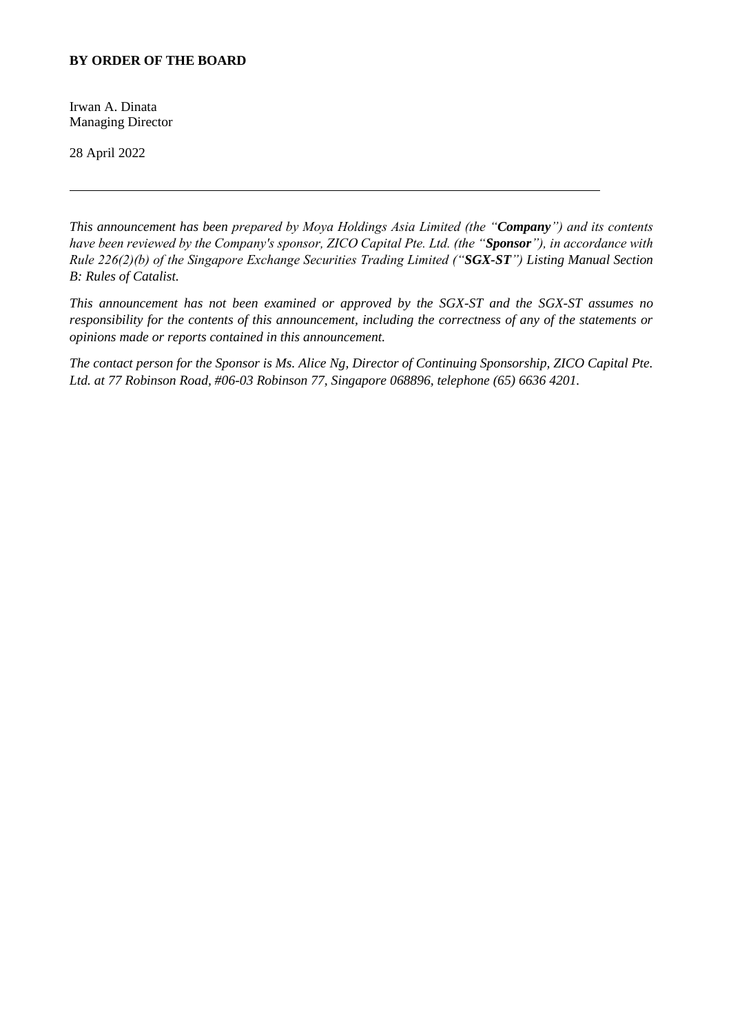**BY ORDER OF THE BOARD**

Irwan A. Dinata
Managing Director

28 April 2022

---

*This announcement has been prepared by Moya Holdings Asia Limited (the "**Company**") and its contents have been reviewed by the Company's sponsor, ZICO Capital Pte. Ltd. (the "**Sponsor**"), in accordance with Rule 226(2)(b) of the Singapore Exchange Securities Trading Limited ("**SGX-ST**") Listing Manual Section B: Rules of Catalist.*

*This announcement has not been examined or approved by the SGX-ST and the SGX-ST assumes no responsibility for the contents of this announcement, including the correctness of any of the statements or opinions made or reports contained in this announcement.*

*The contact person for the Sponsor is Ms. Alice Ng, Director of Continuing Sponsorship, ZICO Capital Pte. Ltd. at 77 Robinson Road, #06-03 Robinson 77, Singapore 068896, telephone (65) 6636 4201.*